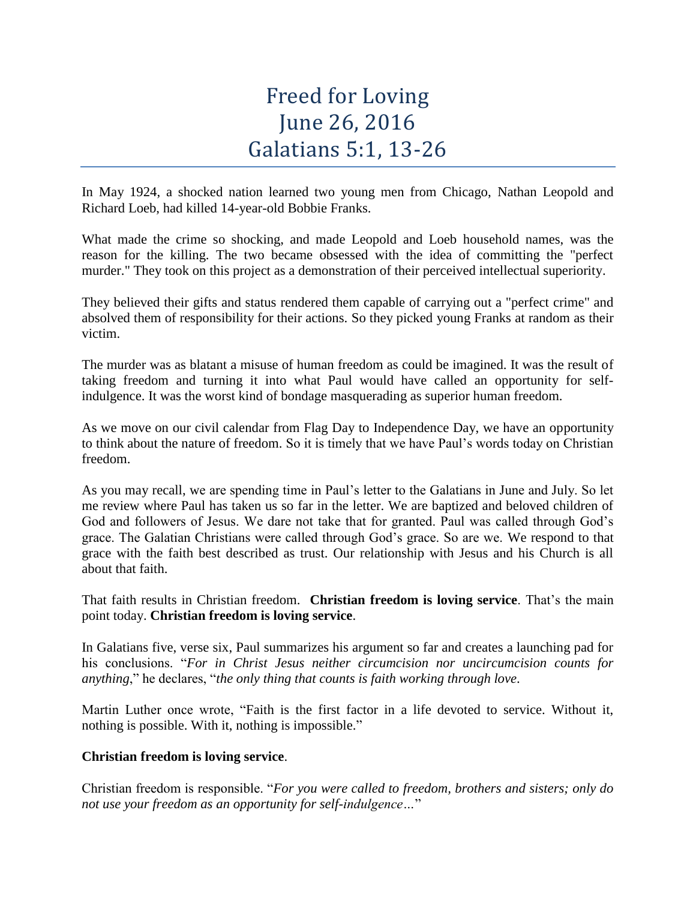# Freed for Loving
# June 26, 2016
# Galatians 5:1, 13-26

In May 1924, a shocked nation learned two young men from Chicago, Nathan Leopold and Richard Loeb, had killed 14-year-old Bobbie Franks.

What made the crime so shocking, and made Leopold and Loeb household names, was the reason for the killing. The two became obsessed with the idea of committing the "perfect murder." They took on this project as a demonstration of their perceived intellectual superiority.

They believed their gifts and status rendered them capable of carrying out a "perfect crime" and absolved them of responsibility for their actions. So they picked young Franks at random as their victim.

The murder was as blatant a misuse of human freedom as could be imagined. It was the result of taking freedom and turning it into what Paul would have called an opportunity for self-indulgence. It was the worst kind of bondage masquerading as superior human freedom.

As we move on our civil calendar from Flag Day to Independence Day, we have an opportunity to think about the nature of freedom. So it is timely that we have Paul's words today on Christian freedom.

As you may recall, we are spending time in Paul's letter to the Galatians in June and July. So let me review where Paul has taken us so far in the letter. We are baptized and beloved children of God and followers of Jesus. We dare not take that for granted. Paul was called through God's grace. The Galatian Christians were called through God's grace. So are we. We respond to that grace with the faith best described as trust. Our relationship with Jesus and his Church is all about that faith.

That faith results in Christian freedom. **Christian freedom is loving service**. That's the main point today. **Christian freedom is loving service**.

In Galatians five, verse six, Paul summarizes his argument so far and creates a launching pad for his conclusions. "*For in Christ Jesus neither circumcision nor uncircumcision counts for anything*," he declares, "*the only thing that counts is faith working through love*.

Martin Luther once wrote, "Faith is the first factor in a life devoted to service. Without it, nothing is possible. With it, nothing is impossible."

**Christian freedom is loving service**.

Christian freedom is responsible. "*For you were called to freedom, brothers and sisters; only do not use your freedom as an opportunity for self-indulgence…*"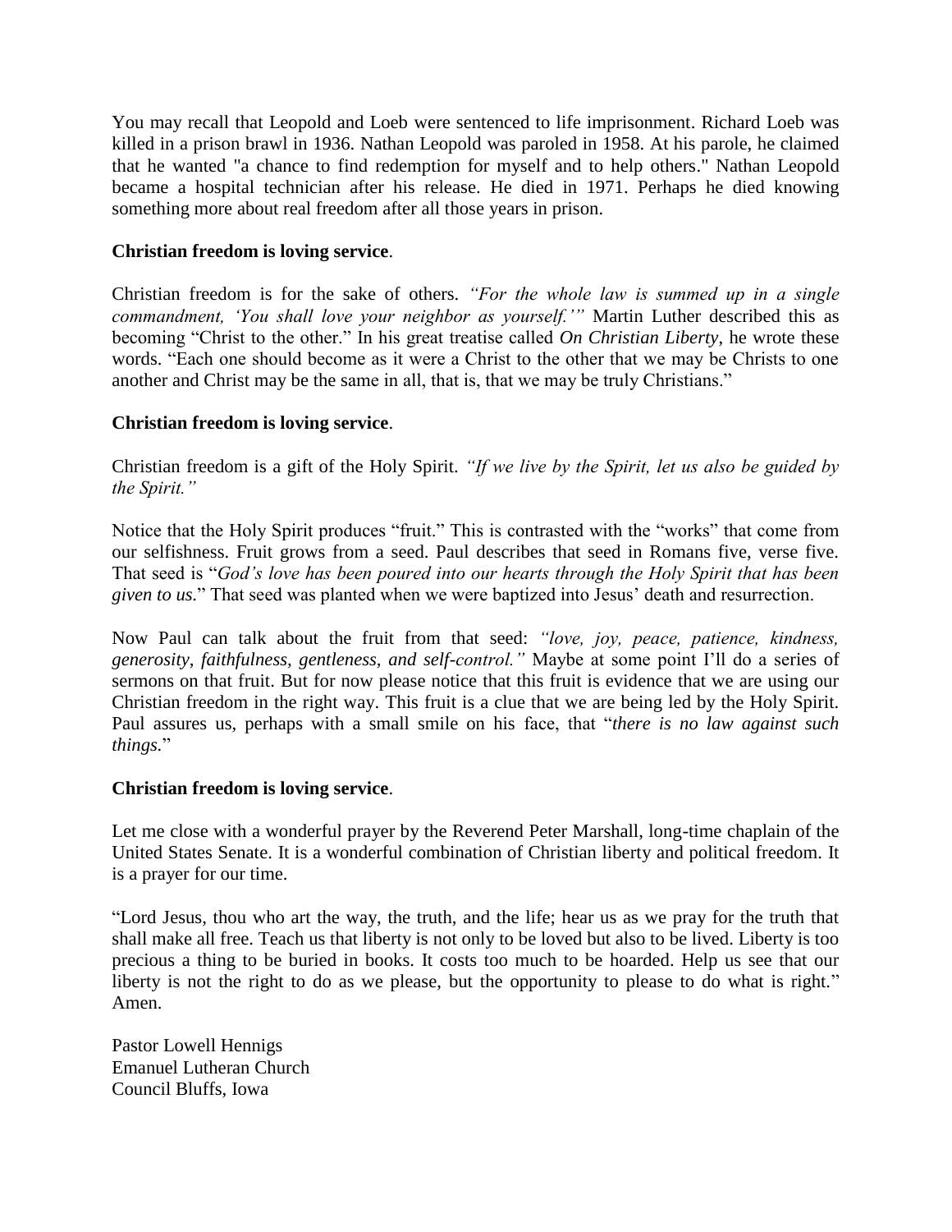You may recall that Leopold and Loeb were sentenced to life imprisonment. Richard Loeb was killed in a prison brawl in 1936. Nathan Leopold was paroled in 1958. At his parole, he claimed that he wanted "a chance to find redemption for myself and to help others." Nathan Leopold became a hospital technician after his release. He died in 1971. Perhaps he died knowing something more about real freedom after all those years in prison.

**Christian freedom is loving service**.

Christian freedom is for the sake of others. *"For the whole law is summed up in a single commandment, 'You shall love your neighbor as yourself.'"* Martin Luther described this as becoming "Christ to the other." In his great treatise called *On Christian Liberty*, he wrote these words. "Each one should become as it were a Christ to the other that we may be Christs to one another and Christ may be the same in all, that is, that we may be truly Christians."

**Christian freedom is loving service**.

Christian freedom is a gift of the Holy Spirit. *"If we live by the Spirit, let us also be guided by the Spirit."*

Notice that the Holy Spirit produces "fruit." This is contrasted with the "works" that come from our selfishness. Fruit grows from a seed. Paul describes that seed in Romans five, verse five. That seed is "*God's love has been poured into our hearts through the Holy Spirit that has been given to us.*" That seed was planted when we were baptized into Jesus' death and resurrection.

Now Paul can talk about the fruit from that seed: *"love, joy, peace, patience, kindness, generosity, faithfulness, gentleness, and self-control."* Maybe at some point I'll do a series of sermons on that fruit. But for now please notice that this fruit is evidence that we are using our Christian freedom in the right way. This fruit is a clue that we are being led by the Holy Spirit. Paul assures us, perhaps with a small smile on his face, that "*there is no law against such things.*"

**Christian freedom is loving service**.

Let me close with a wonderful prayer by the Reverend Peter Marshall, long-time chaplain of the United States Senate. It is a wonderful combination of Christian liberty and political freedom. It is a prayer for our time.

"Lord Jesus, thou who art the way, the truth, and the life; hear us as we pray for the truth that shall make all free. Teach us that liberty is not only to be loved but also to be lived. Liberty is too precious a thing to be buried in books. It costs too much to be hoarded. Help us see that our liberty is not the right to do as we please, but the opportunity to please to do what is right." Amen.

Pastor Lowell Hennigs
Emanuel Lutheran Church
Council Bluffs, Iowa